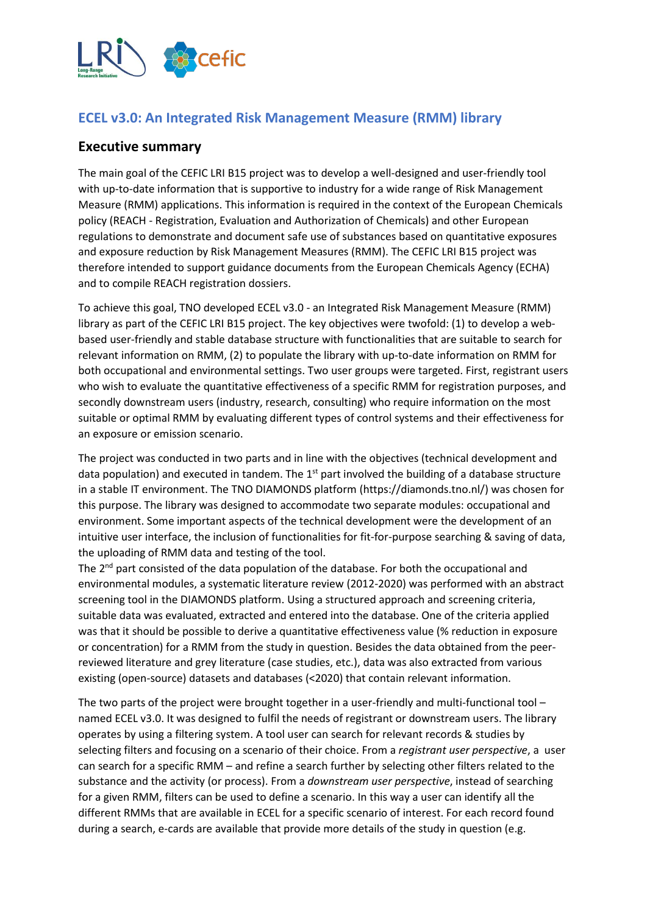## ECEL v3.0: An Integrated Risk Management Measure (RMM) library

### Executive summary

The main goal of the CEFIC LRI B15 project was to develop a well-designed and user-friendly tool with up-to-date information that is supportive to industry for a wide range of Risk Management Measure (RMM) applications. This information is required in the context of the European Chemicals policy (REACH - Registration, Evaluation and Authorization of Chemicals) and other European regulations to demonstrate and document safe use of substances based on quantitative exposures and exposure reduction by Risk Management Measures (RMM). The CEFIC LRI B15 project was therefore intended to support guidance documents from the European Chemicals Agency (ECHA) and to compile REACH registration dossiers.

To achieve this goal, TNO developed ECEL v3.0 - an Integrated Risk Management Measure (RMM) library as part of the CEFIC LRI B15 project. The key objectives were twofold: (1) to develop a web-based user-friendly and stable database structure with functionalities that are suitable to search for relevant information on RMM, (2) to populate the library with up-to-date information on RMM for both occupational and environmental settings. Two user groups were targeted. First, registrant users who wish to evaluate the quantitative effectiveness of a specific RMM for registration purposes, and secondly downstream users (industry, research, consulting) who require information on the most suitable or optimal RMM by evaluating different types of control systems and their effectiveness for an exposure or emission scenario.

The project was conducted in two parts and in line with the objectives (technical development and data population) and executed in tandem. The 1st part involved the building of a database structure in a stable IT environment. The TNO DIAMONDS platform (https://diamonds.tno.nl/) was chosen for this purpose. The library was designed to accommodate two separate modules: occupational and environment. Some important aspects of the technical development were the development of an intuitive user interface, the inclusion of functionalities for fit-for-purpose searching & saving of data, the uploading of RMM data and testing of the tool.

The 2nd part consisted of the data population of the database. For both the occupational and environmental modules, a systematic literature review (2012-2020) was performed with an abstract screening tool in the DIAMONDS platform. Using a structured approach and screening criteria, suitable data was evaluated, extracted and entered into the database. One of the criteria applied was that it should be possible to derive a quantitative effectiveness value (% reduction in exposure or concentration) for a RMM from the study in question. Besides the data obtained from the peer-reviewed literature and grey literature (case studies, etc.), data was also extracted from various existing (open-source) datasets and databases (<2020) that contain relevant information.

The two parts of the project were brought together in a user-friendly and multi-functional tool – named ECEL v3.0. It was designed to fulfil the needs of registrant or downstream users. The library operates by using a filtering system. A tool user can search for relevant records & studies by selecting filters and focusing on a scenario of their choice. From a *registrant user perspective*, a user can search for a specific RMM – and refine a search further by selecting other filters related to the substance and the activity (or process). From a *downstream user perspective*, instead of searching for a given RMM, filters can be used to define a scenario. In this way a user can identify all the different RMMs that are available in ECEL for a specific scenario of interest. For each record found during a search, e-cards are available that provide more details of the study in question (e.g.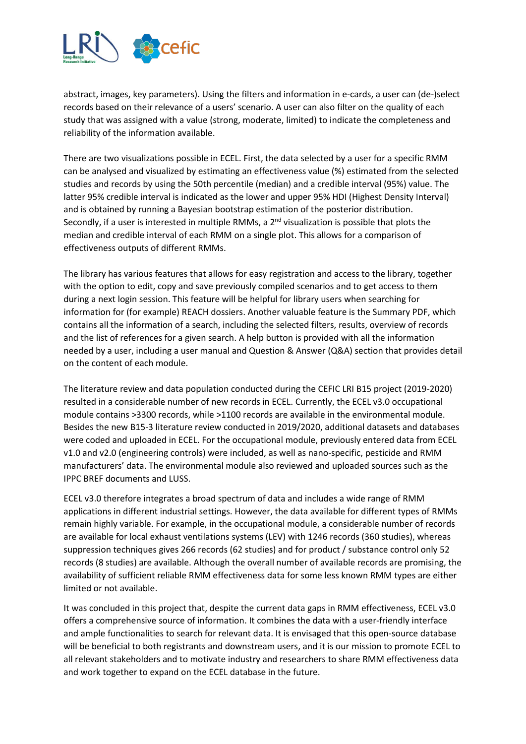abstract, images, key parameters). Using the filters and information in e-cards, a user can (de-)select records based on their relevance of a users' scenario. A user can also filter on the quality of each study that was assigned with a value (strong, moderate, limited) to indicate the completeness and reliability of the information available.

There are two visualizations possible in ECEL. First, the data selected by a user for a specific RMM can be analysed and visualized by estimating an effectiveness value (%) estimated from the selected studies and records by using the 50th percentile (median) and a credible interval (95%) value. The latter 95% credible interval is indicated as the lower and upper 95% HDI (Highest Density Interval) and is obtained by running a Bayesian bootstrap estimation of the posterior distribution. Secondly, if a user is interested in multiple RMMs, a 2nd visualization is possible that plots the median and credible interval of each RMM on a single plot. This allows for a comparison of effectiveness outputs of different RMMs.

The library has various features that allows for easy registration and access to the library, together with the option to edit, copy and save previously compiled scenarios and to get access to them during a next login session. This feature will be helpful for library users when searching for information for (for example) REACH dossiers. Another valuable feature is the Summary PDF, which contains all the information of a search, including the selected filters, results, overview of records and the list of references for a given search. A help button is provided with all the information needed by a user, including a user manual and Question & Answer (Q&A) section that provides detail on the content of each module.

The literature review and data population conducted during the CEFIC LRI B15 project (2019-2020) resulted in a considerable number of new records in ECEL. Currently, the ECEL v3.0 occupational module contains >3300 records, while >1100 records are available in the environmental module. Besides the new B15-3 literature review conducted in 2019/2020, additional datasets and databases were coded and uploaded in ECEL. For the occupational module, previously entered data from ECEL v1.0 and v2.0 (engineering controls) were included, as well as nano-specific, pesticide and RMM manufacturers' data. The environmental module also reviewed and uploaded sources such as the IPPC BREF documents and LUSS.

ECEL v3.0 therefore integrates a broad spectrum of data and includes a wide range of RMM applications in different industrial settings. However, the data available for different types of RMMs remain highly variable. For example, in the occupational module, a considerable number of records are available for local exhaust ventilations systems (LEV) with 1246 records (360 studies), whereas suppression techniques gives 266 records (62 studies) and for product / substance control only 52 records (8 studies) are available. Although the overall number of available records are promising, the availability of sufficient reliable RMM effectiveness data for some less known RMM types are either limited or not available.

It was concluded in this project that, despite the current data gaps in RMM effectiveness, ECEL v3.0 offers a comprehensive source of information. It combines the data with a user-friendly interface and ample functionalities to search for relevant data. It is envisaged that this open-source database will be beneficial to both registrants and downstream users, and it is our mission to promote ECEL to all relevant stakeholders and to motivate industry and researchers to share RMM effectiveness data and work together to expand on the ECEL database in the future.